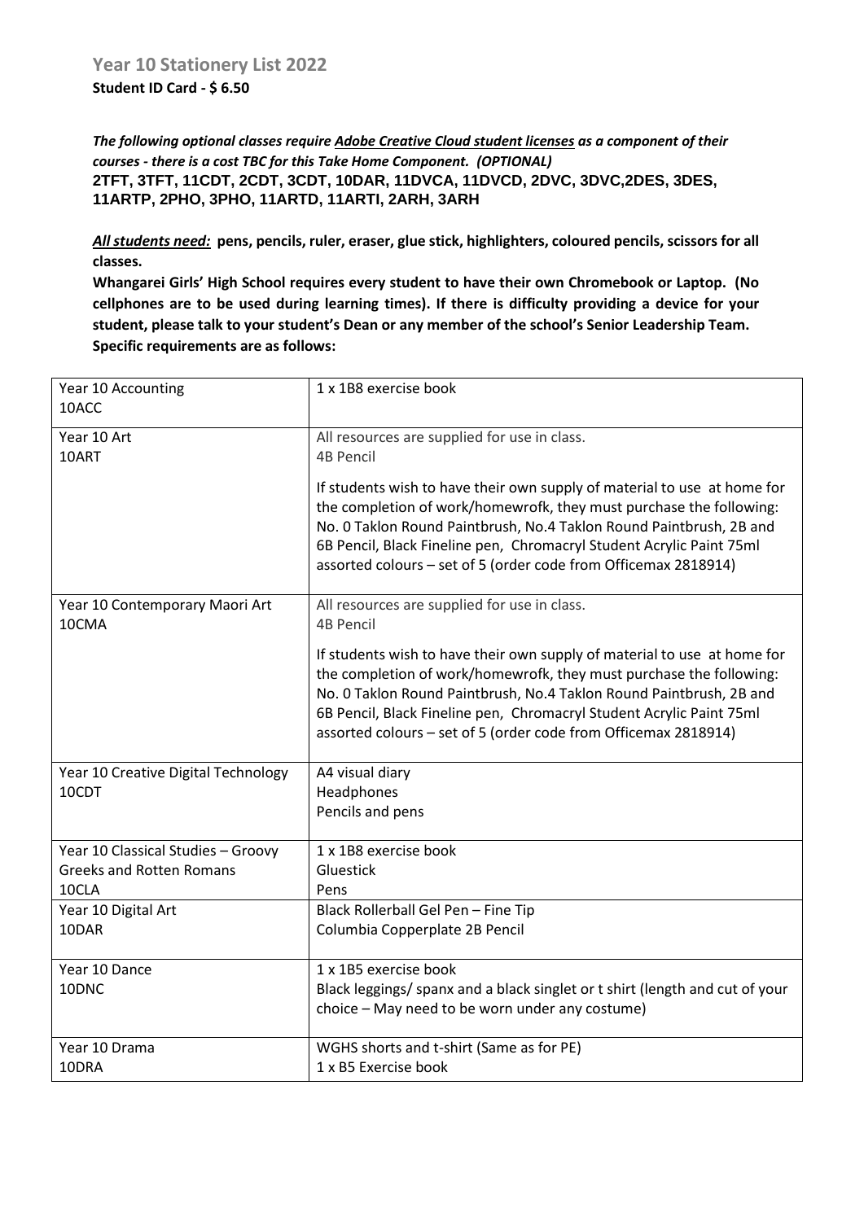## Year 10 Stationery List 2022

**Student ID Card - $ 6.50**

***The following optional classes require Adobe Creative Cloud student licenses as a component of their courses - there is a cost TBC for this Take Home Component. (OPTIONAL)***
**2TFT, 3TFT, 11CDT, 2CDT, 3CDT, 10DAR, 11DVCA, 11DVCD, 2DVC, 3DVC,2DES, 3DES, 11ARTP, 2PHO, 3PHO, 11ARTD, 11ARTI, 2ARH, 3ARH**

***All students need:*** **pens, pencils, ruler, eraser, glue stick, highlighters, coloured pencils, scissors for all classes.**

**Whangarei Girls' High School requires every student to have their own Chromebook or Laptop. (No cellphones are to be used during learning times). If there is difficulty providing a device for your student, please talk to your student's Dean or any member of the school's Senior Leadership Team. Specific requirements are as follows:**

| Subject | Requirements |
|---|---|
| Year 10 Accounting<br>10ACC | 1 x 1B8 exercise book |
| Year 10 Art<br>10ART | All resources are supplied for use in class.<br>4B Pencil<br>If students wish to have their own supply of material to use at home for the completion of work/homewrofk, they must purchase the following: No. 0 Taklon Round Paintbrush, No.4 Taklon Round Paintbrush, 2B and 6B Pencil, Black Fineline pen, Chromacryl Student Acrylic Paint 75ml assorted colours – set of 5 (order code from Officemax 2818914) |
| Year 10 Contemporary Maori Art<br>10CMA | All resources are supplied for use in class.<br>4B Pencil<br>If students wish to have their own supply of material to use at home for the completion of work/homewrofk, they must purchase the following: No. 0 Taklon Round Paintbrush, No.4 Taklon Round Paintbrush, 2B and 6B Pencil, Black Fineline pen, Chromacryl Student Acrylic Paint 75ml assorted colours – set of 5 (order code from Officemax 2818914) |
| Year 10 Creative Digital Technology<br>10CDT | A4 visual diary<br>Headphones<br>Pencils and pens |
| Year 10 Classical Studies – Groovy Greeks and Rotten Romans<br>10CLA | 1 x 1B8 exercise book<br>Gluestick<br>Pens |
| Year 10 Digital Art<br>10DAR | Black Rollerball Gel Pen – Fine Tip<br>Columbia Copperplate 2B Pencil |
| Year 10 Dance<br>10DNC | 1 x 1B5 exercise book<br>Black leggings/ spanx and a black singlet or t shirt (length and cut of your choice – May need to be worn under any costume) |
| Year 10 Drama<br>10DRA | WGHS shorts and t-shirt (Same as for PE)<br>1 x B5 Exercise book |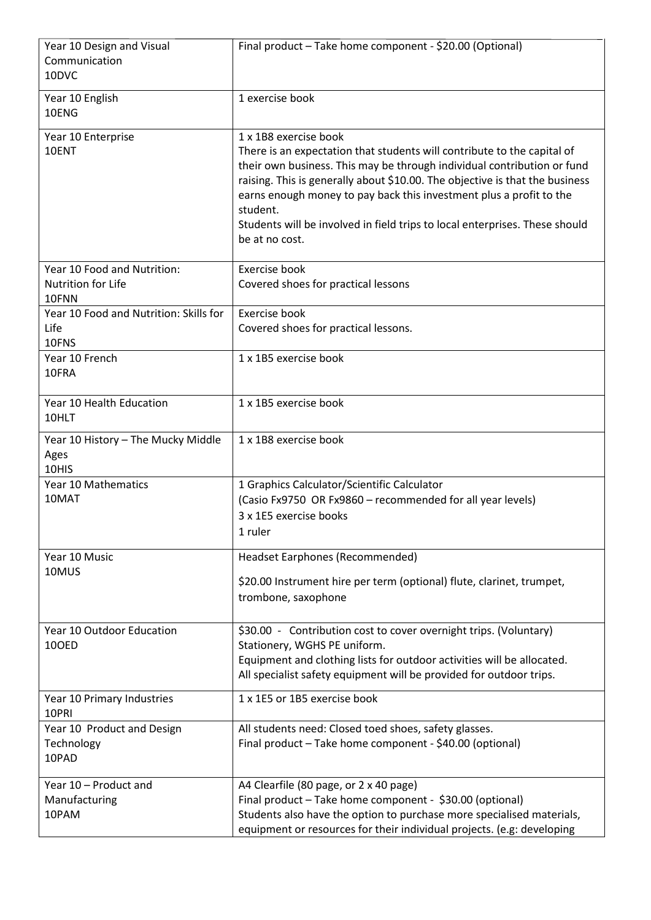| | |
|---|---|
| Year 10 Design and Visual Communication 10DVC | Final product – Take home component - $20.00 (Optional) |
| Year 10 English 10ENG | 1 exercise book |
| Year 10 Enterprise 10ENT | 1 x 1B8 exercise book<br>There is an expectation that students will contribute to the capital of their own business. This may be through individual contribution or fund raising. This is generally about $10.00. The objective is that the business earns enough money to pay back this investment plus a profit to the student.<br>Students will be involved in field trips to local enterprises. These should be at no cost. |
| Year 10 Food and Nutrition: Nutrition for Life 10FNN | Exercise book<br>Covered shoes for practical lessons |
| Year 10 Food and Nutrition: Skills for Life 10FNS | Exercise book<br>Covered shoes for practical lessons. |
| Year 10 French 10FRA | 1 x 1B5 exercise book |
| Year 10 Health Education 10HLT | 1 x 1B5 exercise book |
| Year 10 History – The Mucky Middle Ages 10HIS | 1 x 1B8 exercise book |
| Year 10 Mathematics 10MAT | 1 Graphics Calculator/Scientific Calculator<br>(Casio Fx9750 OR Fx9860 – recommended for all year levels)<br>3 x 1E5 exercise books<br>1 ruler |
| Year 10 Music 10MUS | Headset Earphones (Recommended)<br>$20.00 Instrument hire per term (optional) flute, clarinet, trumpet, trombone, saxophone |
| Year 10 Outdoor Education 10OED | $30.00 - Contribution cost to cover overnight trips. (Voluntary)<br>Stationery, WGHS PE uniform.<br>Equipment and clothing lists for outdoor activities will be allocated.<br>All specialist safety equipment will be provided for outdoor trips. |
| Year 10 Primary Industries 10PRI | 1 x 1E5 or 1B5 exercise book |
| Year 10 Product and Design Technology 10PAD | All students need: Closed toed shoes, safety glasses.<br>Final product – Take home component - $40.00 (optional) |
| Year 10 – Product and Manufacturing 10PAM | A4 Clearfile (80 page, or 2 x 40 page)<br>Final product – Take home component - $30.00 (optional)<br>Students also have the option to purchase more specialised materials, equipment or resources for their individual projects. (e.g: developing |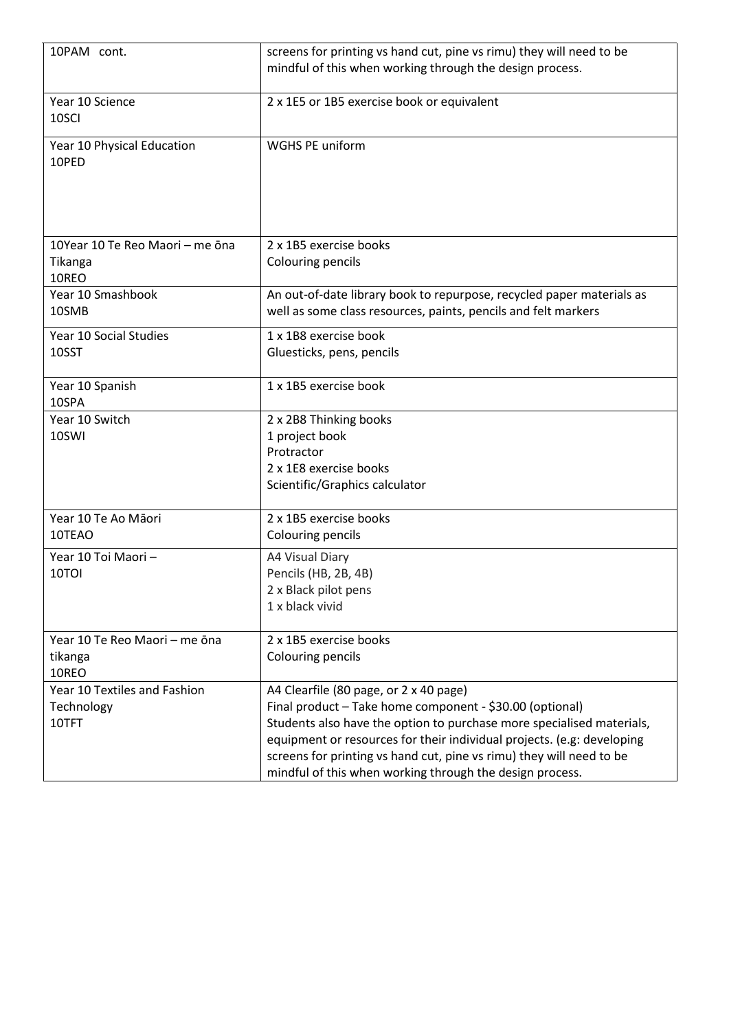| | |
|---|---|
| 10PAM cont. | screens for printing vs hand cut, pine vs rimu) they will need to be mindful of this when working through the design process. |
| Year 10 Science<br>10SCI | 2 x 1E5 or 1B5 exercise book or equivalent |
| Year 10 Physical Education<br>10PED | WGHS PE uniform |
| 10Year 10 Te Reo Maori – me ōna Tikanga<br>10REO | 2 x 1B5 exercise books<br>Colouring pencils |
| Year 10 Smashbook<br>10SMB | An out-of-date library book to repurpose, recycled paper materials as well as some class resources, paints, pencils and felt markers |
| Year 10 Social Studies<br>10SST | 1 x 1B8 exercise book<br>Gluesticks, pens, pencils |
| Year 10 Spanish<br>10SPA | 1 x 1B5 exercise book |
| Year 10 Switch<br>10SWI | 2 x 2B8 Thinking books<br>1 project book<br>Protractor<br>2 x 1E8 exercise books<br>Scientific/Graphics calculator |
| Year 10 Te Ao Māori<br>10TEAO | 2 x 1B5 exercise books<br>Colouring pencils |
| Year 10 Toi Maori –<br>10TOI | A4 Visual Diary<br>Pencils (HB, 2B, 4B)<br>2 x Black pilot pens<br>1 x black vivid |
| Year 10 Te Reo Maori – me ōna tikanga<br>10REO | 2 x 1B5 exercise books<br>Colouring pencils |
| Year 10 Textiles and Fashion Technology<br>10TFT | A4 Clearfile (80 page, or 2 x 40 page)<br>Final product – Take home component - $30.00 (optional)<br>Students also have the option to purchase more specialised materials, equipment or resources for their individual projects. (e.g: developing screens for printing vs hand cut, pine vs rimu) they will need to be mindful of this when working through the design process. |